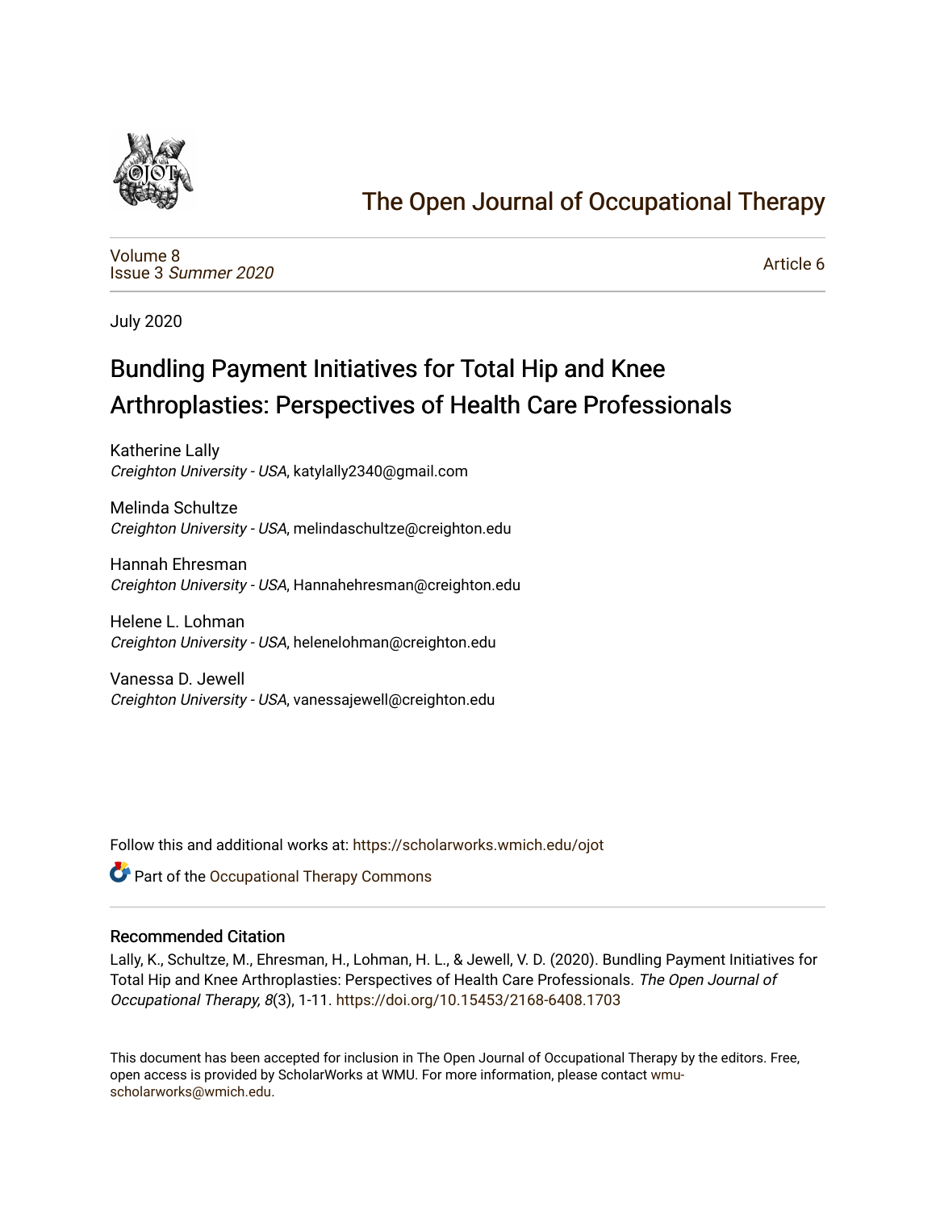The Open Journal of Occupational Therapy

Volume 8
Issue 3 *Summer 2020*

Article 6

July 2020

# Bundling Payment Initiatives for Total Hip and Knee Arthroplasties: Perspectives of Health Care Professionals

Katherine Lally
*Creighton University - USA*, katylally2340@gmail.com

Melinda Schultze
*Creighton University - USA*, melindaschultze@creighton.edu

Hannah Ehresman
*Creighton University - USA*, Hannahehresman@creighton.edu

Helene L. Lohman
*Creighton University - USA*, helenelohman@creighton.edu

Vanessa D. Jewell
*Creighton University - USA*, vanessajewell@creighton.edu

Follow this and additional works at: https://scholarworks.wmich.edu/ojot

Part of the Occupational Therapy Commons

## Recommended Citation

Lally, K., Schultze, M., Ehresman, H., Lohman, H. L., & Jewell, V. D. (2020). Bundling Payment Initiatives for Total Hip and Knee Arthroplasties: Perspectives of Health Care Professionals. *The Open Journal of Occupational Therapy, 8*(3), 1-11. https://doi.org/10.15453/2168-6408.1703

This document has been accepted for inclusion in The Open Journal of Occupational Therapy by the editors. Free, open access is provided by ScholarWorks at WMU. For more information, please contact wmu-scholarworks@wmich.edu.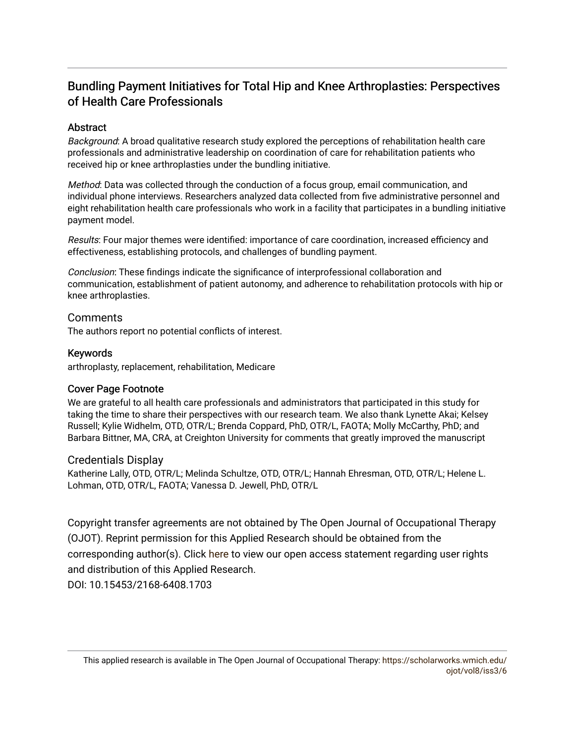# Bundling Payment Initiatives for Total Hip and Knee Arthroplasties: Perspectives of Health Care Professionals

## Abstract

*Background*: A broad qualitative research study explored the perceptions of rehabilitation health care professionals and administrative leadership on coordination of care for rehabilitation patients who received hip or knee arthroplasties under the bundling initiative.

*Method*: Data was collected through the conduction of a focus group, email communication, and individual phone interviews. Researchers analyzed data collected from five administrative personnel and eight rehabilitation health care professionals who work in a facility that participates in a bundling initiative payment model.

*Results*: Four major themes were identified: importance of care coordination, increased efficiency and effectiveness, establishing protocols, and challenges of bundling payment.

*Conclusion*: These findings indicate the significance of interprofessional collaboration and communication, establishment of patient autonomy, and adherence to rehabilitation protocols with hip or knee arthroplasties.

## Comments

The authors report no potential conflicts of interest.

## Keywords

arthroplasty, replacement, rehabilitation, Medicare

## Cover Page Footnote

We are grateful to all health care professionals and administrators that participated in this study for taking the time to share their perspectives with our research team. We also thank Lynette Akai; Kelsey Russell; Kylie Widhelm, OTD, OTR/L; Brenda Coppard, PhD, OTR/L, FAOTA; Molly McCarthy, PhD; and Barbara Bittner, MA, CRA, at Creighton University for comments that greatly improved the manuscript

## Credentials Display

Katherine Lally, OTD, OTR/L; Melinda Schultze, OTD, OTR/L; Hannah Ehresman, OTD, OTR/L; Helene L. Lohman, OTD, OTR/L, FAOTA; Vanessa D. Jewell, PhD, OTR/L

Copyright transfer agreements are not obtained by The Open Journal of Occupational Therapy (OJOT). Reprint permission for this Applied Research should be obtained from the corresponding author(s). Click here to view our open access statement regarding user rights and distribution of this Applied Research.

DOI: 10.15453/2168-6408.1703

This applied research is available in The Open Journal of Occupational Therapy: https://scholarworks.wmich.edu/ojot/vol8/iss3/6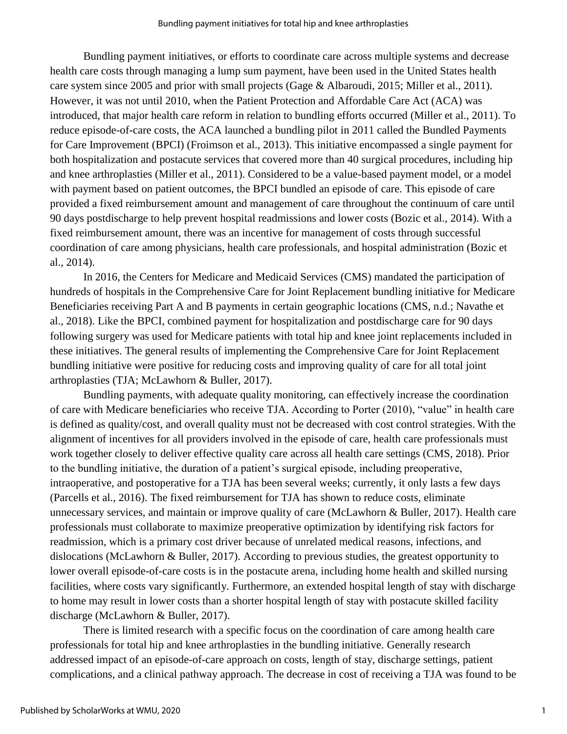Bundling payment initiatives, or efforts to coordinate care across multiple systems and decrease health care costs through managing a lump sum payment, have been used in the United States health care system since 2005 and prior with small projects (Gage & Albaroudi, 2015; Miller et al., 2011). However, it was not until 2010, when the Patient Protection and Affordable Care Act (ACA) was introduced, that major health care reform in relation to bundling efforts occurred (Miller et al., 2011). To reduce episode-of-care costs, the ACA launched a bundling pilot in 2011 called the Bundled Payments for Care Improvement (BPCI) (Froimson et al., 2013). This initiative encompassed a single payment for both hospitalization and postacute services that covered more than 40 surgical procedures, including hip and knee arthroplasties (Miller et al., 2011). Considered to be a value-based payment model, or a model with payment based on patient outcomes, the BPCI bundled an episode of care. This episode of care provided a fixed reimbursement amount and management of care throughout the continuum of care until 90 days postdischarge to help prevent hospital readmissions and lower costs (Bozic et al., 2014). With a fixed reimbursement amount, there was an incentive for management of costs through successful coordination of care among physicians, health care professionals, and hospital administration (Bozic et al., 2014).

In 2016, the Centers for Medicare and Medicaid Services (CMS) mandated the participation of hundreds of hospitals in the Comprehensive Care for Joint Replacement bundling initiative for Medicare Beneficiaries receiving Part A and B payments in certain geographic locations (CMS, n.d.; Navathe et al., 2018). Like the BPCI, combined payment for hospitalization and postdischarge care for 90 days following surgery was used for Medicare patients with total hip and knee joint replacements included in these initiatives. The general results of implementing the Comprehensive Care for Joint Replacement bundling initiative were positive for reducing costs and improving quality of care for all total joint arthroplasties (TJA; McLawhorn & Buller, 2017).

Bundling payments, with adequate quality monitoring, can effectively increase the coordination of care with Medicare beneficiaries who receive TJA. According to Porter (2010), "value" in health care is defined as quality/cost, and overall quality must not be decreased with cost control strategies. With the alignment of incentives for all providers involved in the episode of care, health care professionals must work together closely to deliver effective quality care across all health care settings (CMS, 2018). Prior to the bundling initiative, the duration of a patient's surgical episode, including preoperative, intraoperative, and postoperative for a TJA has been several weeks; currently, it only lasts a few days (Parcells et al., 2016). The fixed reimbursement for TJA has shown to reduce costs, eliminate unnecessary services, and maintain or improve quality of care (McLawhorn & Buller, 2017). Health care professionals must collaborate to maximize preoperative optimization by identifying risk factors for readmission, which is a primary cost driver because of unrelated medical reasons, infections, and dislocations (McLawhorn & Buller, 2017). According to previous studies, the greatest opportunity to lower overall episode-of-care costs is in the postacute arena, including home health and skilled nursing facilities, where costs vary significantly. Furthermore, an extended hospital length of stay with discharge to home may result in lower costs than a shorter hospital length of stay with postacute skilled facility discharge (McLawhorn & Buller, 2017).

There is limited research with a specific focus on the coordination of care among health care professionals for total hip and knee arthroplasties in the bundling initiative. Generally research addressed impact of an episode-of-care approach on costs, length of stay, discharge settings, patient complications, and a clinical pathway approach. The decrease in cost of receiving a TJA was found to be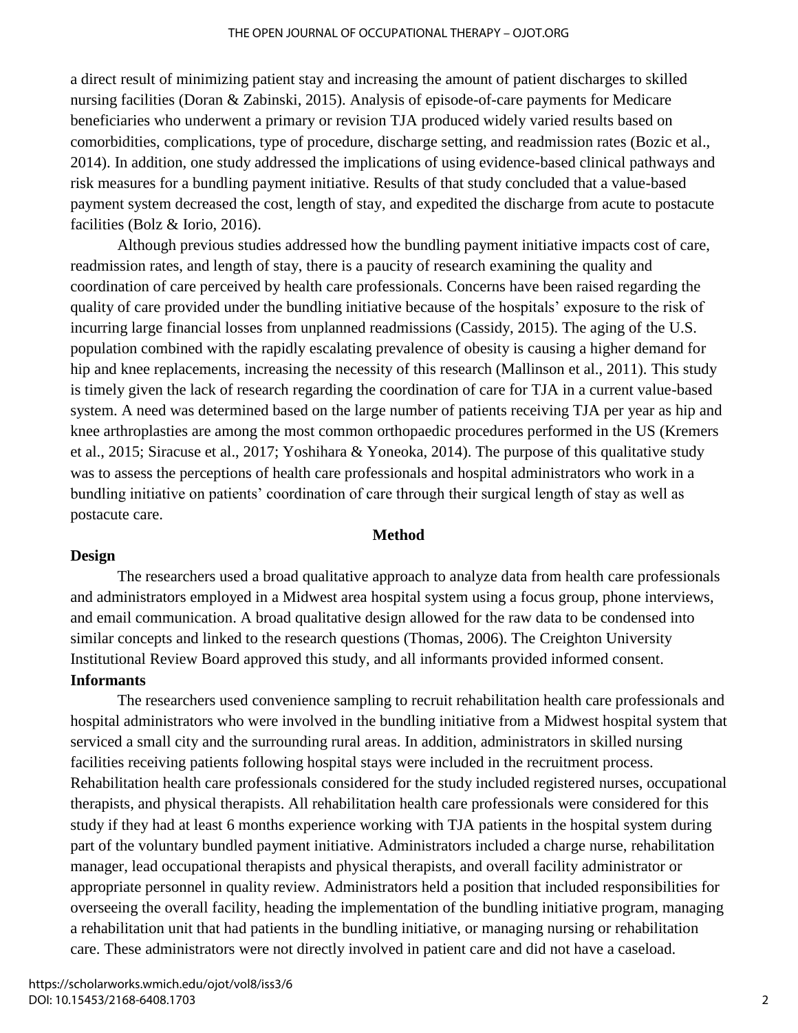a direct result of minimizing patient stay and increasing the amount of patient discharges to skilled nursing facilities (Doran & Zabinski, 2015). Analysis of episode-of-care payments for Medicare beneficiaries who underwent a primary or revision TJA produced widely varied results based on comorbidities, complications, type of procedure, discharge setting, and readmission rates (Bozic et al., 2014). In addition, one study addressed the implications of using evidence-based clinical pathways and risk measures for a bundling payment initiative. Results of that study concluded that a value-based payment system decreased the cost, length of stay, and expedited the discharge from acute to postacute facilities (Bolz & Iorio, 2016).

Although previous studies addressed how the bundling payment initiative impacts cost of care, readmission rates, and length of stay, there is a paucity of research examining the quality and coordination of care perceived by health care professionals. Concerns have been raised regarding the quality of care provided under the bundling initiative because of the hospitals' exposure to the risk of incurring large financial losses from unplanned readmissions (Cassidy, 2015). The aging of the U.S. population combined with the rapidly escalating prevalence of obesity is causing a higher demand for hip and knee replacements, increasing the necessity of this research (Mallinson et al., 2011). This study is timely given the lack of research regarding the coordination of care for TJA in a current value-based system. A need was determined based on the large number of patients receiving TJA per year as hip and knee arthroplasties are among the most common orthopaedic procedures performed in the US (Kremers et al., 2015; Siracuse et al., 2017; Yoshihara & Yoneoka, 2014). The purpose of this qualitative study was to assess the perceptions of health care professionals and hospital administrators who work in a bundling initiative on patients' coordination of care through their surgical length of stay as well as postacute care.

## Method

### Design

The researchers used a broad qualitative approach to analyze data from health care professionals and administrators employed in a Midwest area hospital system using a focus group, phone interviews, and email communication. A broad qualitative design allowed for the raw data to be condensed into similar concepts and linked to the research questions (Thomas, 2006). The Creighton University Institutional Review Board approved this study, and all informants provided informed consent.

### Informants

The researchers used convenience sampling to recruit rehabilitation health care professionals and hospital administrators who were involved in the bundling initiative from a Midwest hospital system that serviced a small city and the surrounding rural areas. In addition, administrators in skilled nursing facilities receiving patients following hospital stays were included in the recruitment process. Rehabilitation health care professionals considered for the study included registered nurses, occupational therapists, and physical therapists. All rehabilitation health care professionals were considered for this study if they had at least 6 months experience working with TJA patients in the hospital system during part of the voluntary bundled payment initiative. Administrators included a charge nurse, rehabilitation manager, lead occupational therapists and physical therapists, and overall facility administrator or appropriate personnel in quality review. Administrators held a position that included responsibilities for overseeing the overall facility, heading the implementation of the bundling initiative program, managing a rehabilitation unit that had patients in the bundling initiative, or managing nursing or rehabilitation care. These administrators were not directly involved in patient care and did not have a caseload.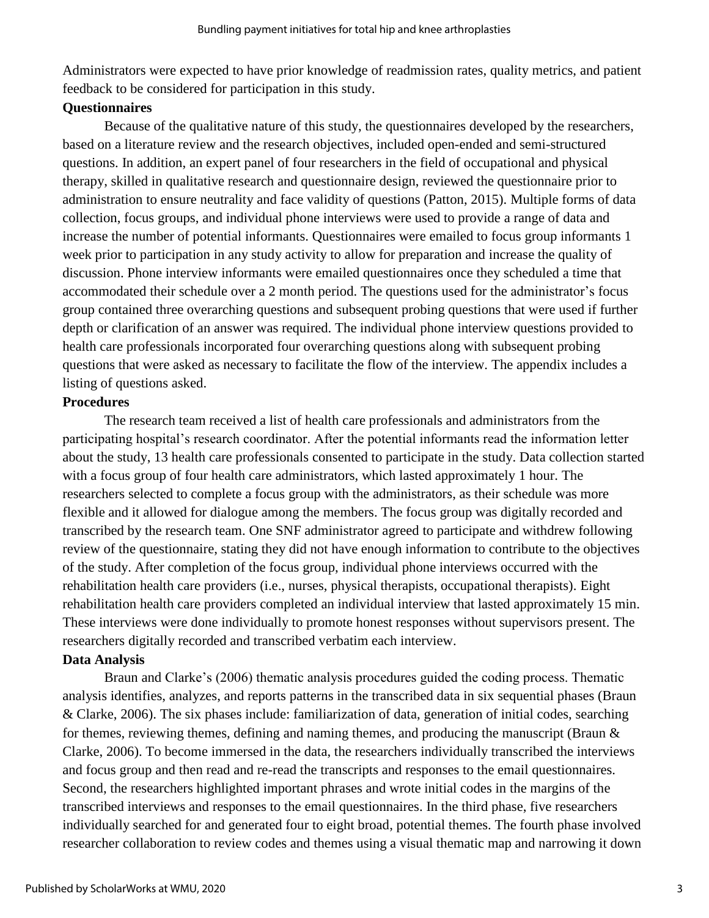Administrators were expected to have prior knowledge of readmission rates, quality metrics, and patient feedback to be considered for participation in this study.

### Questionnaires

Because of the qualitative nature of this study, the questionnaires developed by the researchers, based on a literature review and the research objectives, included open-ended and semi-structured questions. In addition, an expert panel of four researchers in the field of occupational and physical therapy, skilled in qualitative research and questionnaire design, reviewed the questionnaire prior to administration to ensure neutrality and face validity of questions (Patton, 2015). Multiple forms of data collection, focus groups, and individual phone interviews were used to provide a range of data and increase the number of potential informants. Questionnaires were emailed to focus group informants 1 week prior to participation in any study activity to allow for preparation and increase the quality of discussion. Phone interview informants were emailed questionnaires once they scheduled a time that accommodated their schedule over a 2 month period. The questions used for the administrator's focus group contained three overarching questions and subsequent probing questions that were used if further depth or clarification of an answer was required. The individual phone interview questions provided to health care professionals incorporated four overarching questions along with subsequent probing questions that were asked as necessary to facilitate the flow of the interview. The appendix includes a listing of questions asked.

### Procedures

The research team received a list of health care professionals and administrators from the participating hospital's research coordinator. After the potential informants read the information letter about the study, 13 health care professionals consented to participate in the study. Data collection started with a focus group of four health care administrators, which lasted approximately 1 hour. The researchers selected to complete a focus group with the administrators, as their schedule was more flexible and it allowed for dialogue among the members. The focus group was digitally recorded and transcribed by the research team. One SNF administrator agreed to participate and withdrew following review of the questionnaire, stating they did not have enough information to contribute to the objectives of the study. After completion of the focus group, individual phone interviews occurred with the rehabilitation health care providers (i.e., nurses, physical therapists, occupational therapists). Eight rehabilitation health care providers completed an individual interview that lasted approximately 15 min. These interviews were done individually to promote honest responses without supervisors present. The researchers digitally recorded and transcribed verbatim each interview.

### Data Analysis

Braun and Clarke's (2006) thematic analysis procedures guided the coding process. Thematic analysis identifies, analyzes, and reports patterns in the transcribed data in six sequential phases (Braun & Clarke, 2006). The six phases include: familiarization of data, generation of initial codes, searching for themes, reviewing themes, defining and naming themes, and producing the manuscript (Braun & Clarke, 2006). To become immersed in the data, the researchers individually transcribed the interviews and focus group and then read and re-read the transcripts and responses to the email questionnaires. Second, the researchers highlighted important phrases and wrote initial codes in the margins of the transcribed interviews and responses to the email questionnaires. In the third phase, five researchers individually searched for and generated four to eight broad, potential themes. The fourth phase involved researcher collaboration to review codes and themes using a visual thematic map and narrowing it down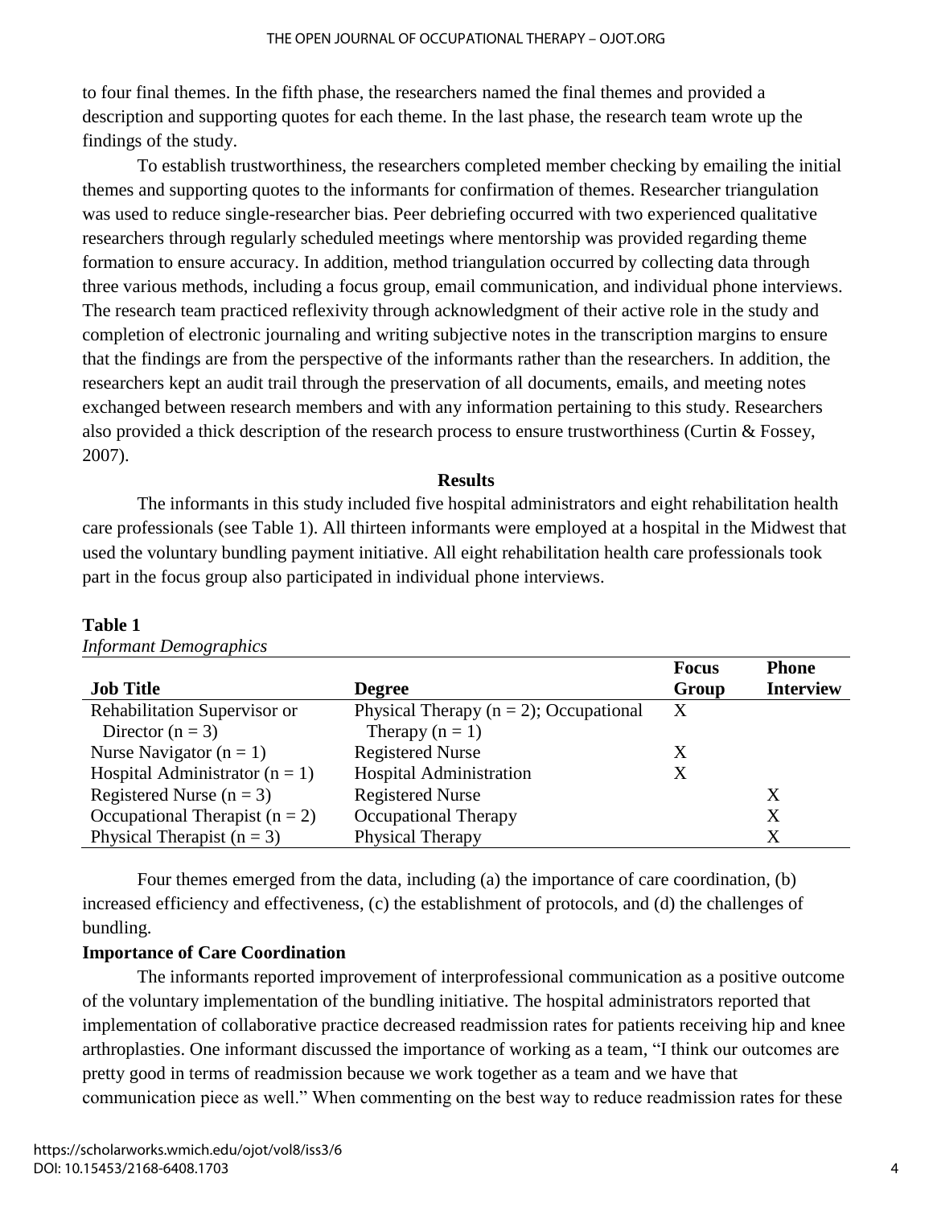to four final themes. In the fifth phase, the researchers named the final themes and provided a description and supporting quotes for each theme. In the last phase, the research team wrote up the findings of the study.

To establish trustworthiness, the researchers completed member checking by emailing the initial themes and supporting quotes to the informants for confirmation of themes. Researcher triangulation was used to reduce single-researcher bias. Peer debriefing occurred with two experienced qualitative researchers through regularly scheduled meetings where mentorship was provided regarding theme formation to ensure accuracy. In addition, method triangulation occurred by collecting data through three various methods, including a focus group, email communication, and individual phone interviews. The research team practiced reflexivity through acknowledgment of their active role in the study and completion of electronic journaling and writing subjective notes in the transcription margins to ensure that the findings are from the perspective of the informants rather than the researchers. In addition, the researchers kept an audit trail through the preservation of all documents, emails, and meeting notes exchanged between research members and with any information pertaining to this study. Researchers also provided a thick description of the research process to ensure trustworthiness (Curtin & Fossey, 2007).

## Results

The informants in this study included five hospital administrators and eight rehabilitation health care professionals (see Table 1). All thirteen informants were employed at a hospital in the Midwest that used the voluntary bundling payment initiative. All eight rehabilitation health care professionals took part in the focus group also participated in individual phone interviews.

**Table 1**
*Informant Demographics*

| Job Title | Degree | Focus Group | Phone Interview |
|---|---|---|---|
| Rehabilitation Supervisor or Director (n = 3) | Physical Therapy (n = 2); Occupational Therapy (n = 1) | X | |
| Nurse Navigator (n = 1) | Registered Nurse | X | |
| Hospital Administrator (n = 1) | Hospital Administration | X | |
| Registered Nurse (n = 3) | Registered Nurse | | X |
| Occupational Therapist (n = 2) | Occupational Therapy | | X |
| Physical Therapist (n = 3) | Physical Therapy | | X |

Four themes emerged from the data, including (a) the importance of care coordination, (b) increased efficiency and effectiveness, (c) the establishment of protocols, and (d) the challenges of bundling.

### Importance of Care Coordination

The informants reported improvement of interprofessional communication as a positive outcome of the voluntary implementation of the bundling initiative. The hospital administrators reported that implementation of collaborative practice decreased readmission rates for patients receiving hip and knee arthroplasties. One informant discussed the importance of working as a team, "I think our outcomes are pretty good in terms of readmission because we work together as a team and we have that communication piece as well." When commenting on the best way to reduce readmission rates for these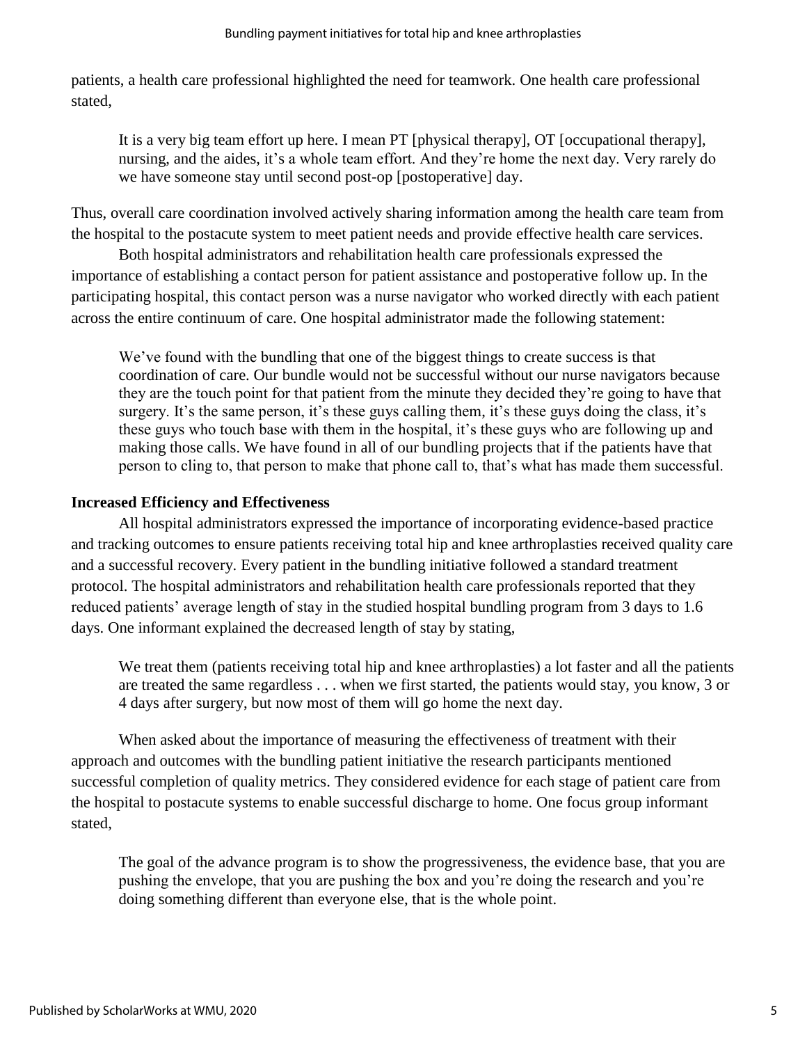patients, a health care professional highlighted the need for teamwork. One health care professional stated,

> It is a very big team effort up here. I mean PT [physical therapy], OT [occupational therapy], nursing, and the aides, it's a whole team effort. And they're home the next day. Very rarely do we have someone stay until second post-op [postoperative] day.

Thus, overall care coordination involved actively sharing information among the health care team from the hospital to the postacute system to meet patient needs and provide effective health care services.

Both hospital administrators and rehabilitation health care professionals expressed the importance of establishing a contact person for patient assistance and postoperative follow up. In the participating hospital, this contact person was a nurse navigator who worked directly with each patient across the entire continuum of care. One hospital administrator made the following statement:

> We've found with the bundling that one of the biggest things to create success is that coordination of care. Our bundle would not be successful without our nurse navigators because they are the touch point for that patient from the minute they decided they're going to have that surgery. It's the same person, it's these guys calling them, it's these guys doing the class, it's these guys who touch base with them in the hospital, it's these guys who are following up and making those calls. We have found in all of our bundling projects that if the patients have that person to cling to, that person to make that phone call to, that's what has made them successful.

**Increased Efficiency and Effectiveness**

All hospital administrators expressed the importance of incorporating evidence-based practice and tracking outcomes to ensure patients receiving total hip and knee arthroplasties received quality care and a successful recovery. Every patient in the bundling initiative followed a standard treatment protocol. The hospital administrators and rehabilitation health care professionals reported that they reduced patients' average length of stay in the studied hospital bundling program from 3 days to 1.6 days. One informant explained the decreased length of stay by stating,

> We treat them (patients receiving total hip and knee arthroplasties) a lot faster and all the patients are treated the same regardless . . . when we first started, the patients would stay, you know, 3 or 4 days after surgery, but now most of them will go home the next day.

When asked about the importance of measuring the effectiveness of treatment with their approach and outcomes with the bundling patient initiative the research participants mentioned successful completion of quality metrics. They considered evidence for each stage of patient care from the hospital to postacute systems to enable successful discharge to home. One focus group informant stated,

> The goal of the advance program is to show the progressiveness, the evidence base, that you are pushing the envelope, that you are pushing the box and you're doing the research and you're doing something different than everyone else, that is the whole point.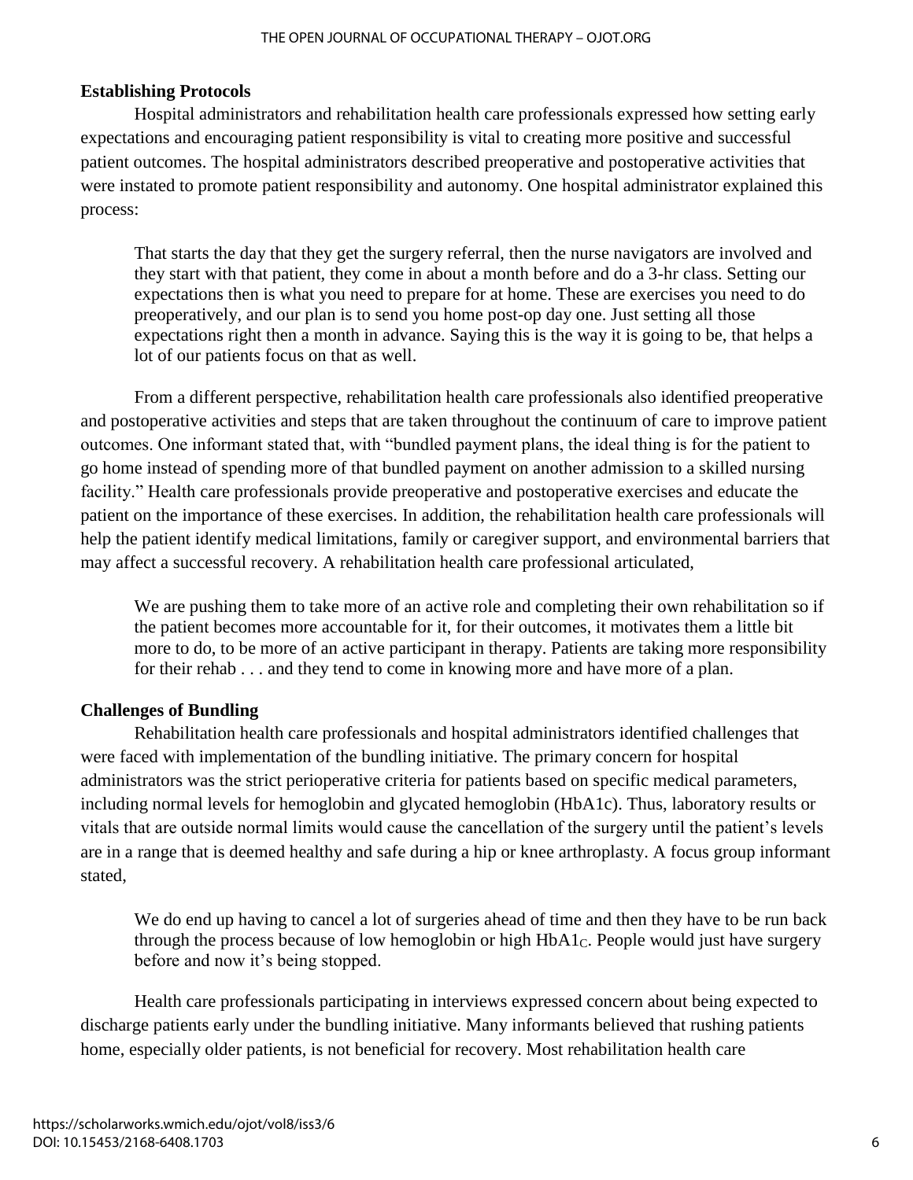### Establishing Protocols

Hospital administrators and rehabilitation health care professionals expressed how setting early expectations and encouraging patient responsibility is vital to creating more positive and successful patient outcomes. The hospital administrators described preoperative and postoperative activities that were instated to promote patient responsibility and autonomy. One hospital administrator explained this process:

> That starts the day that they get the surgery referral, then the nurse navigators are involved and they start with that patient, they come in about a month before and do a 3-hr class. Setting our expectations then is what you need to prepare for at home. These are exercises you need to do preoperatively, and our plan is to send you home post-op day one. Just setting all those expectations right then a month in advance. Saying this is the way it is going to be, that helps a lot of our patients focus on that as well.

From a different perspective, rehabilitation health care professionals also identified preoperative and postoperative activities and steps that are taken throughout the continuum of care to improve patient outcomes. One informant stated that, with "bundled payment plans, the ideal thing is for the patient to go home instead of spending more of that bundled payment on another admission to a skilled nursing facility." Health care professionals provide preoperative and postoperative exercises and educate the patient on the importance of these exercises. In addition, the rehabilitation health care professionals will help the patient identify medical limitations, family or caregiver support, and environmental barriers that may affect a successful recovery. A rehabilitation health care professional articulated,

> We are pushing them to take more of an active role and completing their own rehabilitation so if the patient becomes more accountable for it, for their outcomes, it motivates them a little bit more to do, to be more of an active participant in therapy. Patients are taking more responsibility for their rehab . . . and they tend to come in knowing more and have more of a plan.

### Challenges of Bundling

Rehabilitation health care professionals and hospital administrators identified challenges that were faced with implementation of the bundling initiative. The primary concern for hospital administrators was the strict perioperative criteria for patients based on specific medical parameters, including normal levels for hemoglobin and glycated hemoglobin (HbA1c). Thus, laboratory results or vitals that are outside normal limits would cause the cancellation of the surgery until the patient's levels are in a range that is deemed healthy and safe during a hip or knee arthroplasty. A focus group informant stated,

> We do end up having to cancel a lot of surgeries ahead of time and then they have to be run back through the process because of low hemoglobin or high $HbA1_C$. People would just have surgery before and now it's being stopped.

Health care professionals participating in interviews expressed concern about being expected to discharge patients early under the bundling initiative. Many informants believed that rushing patients home, especially older patients, is not beneficial for recovery. Most rehabilitation health care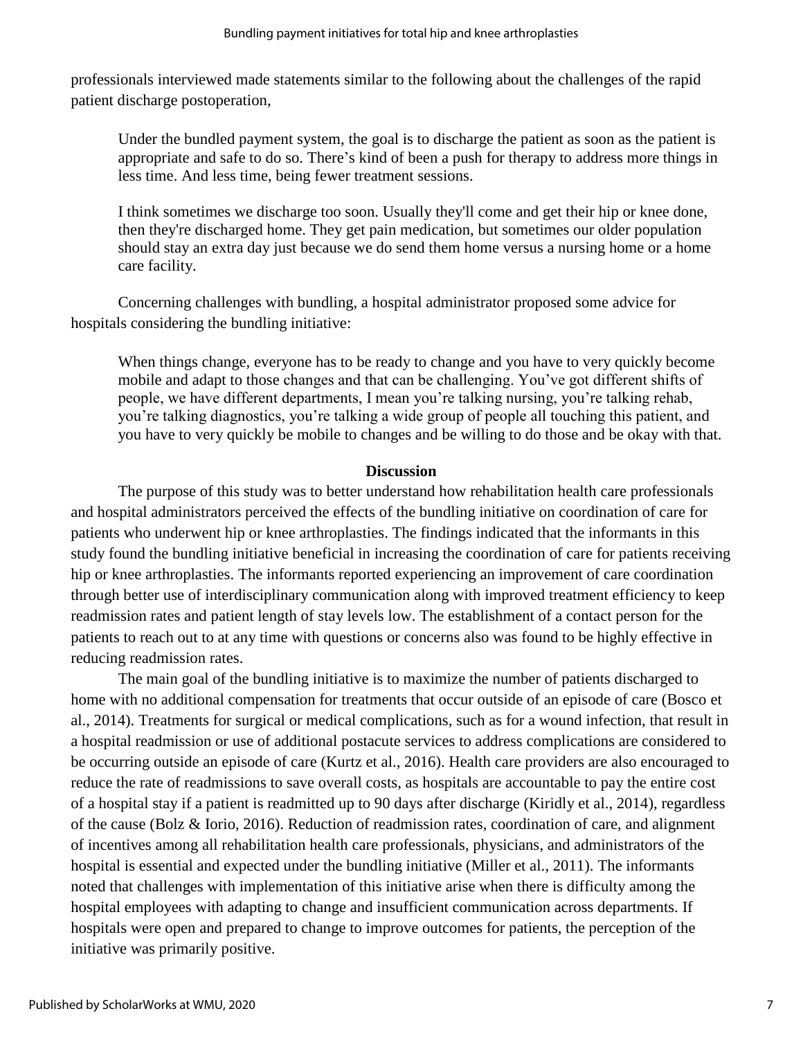professionals interviewed made statements similar to the following about the challenges of the rapid patient discharge postoperation,

> Under the bundled payment system, the goal is to discharge the patient as soon as the patient is appropriate and safe to do so. There's kind of been a push for therapy to address more things in less time. And less time, being fewer treatment sessions.
>
> I think sometimes we discharge too soon. Usually they'll come and get their hip or knee done, then they're discharged home. They get pain medication, but sometimes our older population should stay an extra day just because we do send them home versus a nursing home or a home care facility.

Concerning challenges with bundling, a hospital administrator proposed some advice for hospitals considering the bundling initiative:

> When things change, everyone has to be ready to change and you have to very quickly become mobile and adapt to those changes and that can be challenging. You've got different shifts of people, we have different departments, I mean you're talking nursing, you're talking rehab, you're talking diagnostics, you're talking a wide group of people all touching this patient, and you have to very quickly be mobile to changes and be willing to do those and be okay with that.

## Discussion

The purpose of this study was to better understand how rehabilitation health care professionals and hospital administrators perceived the effects of the bundling initiative on coordination of care for patients who underwent hip or knee arthroplasties. The findings indicated that the informants in this study found the bundling initiative beneficial in increasing the coordination of care for patients receiving hip or knee arthroplasties. The informants reported experiencing an improvement of care coordination through better use of interdisciplinary communication along with improved treatment efficiency to keep readmission rates and patient length of stay levels low. The establishment of a contact person for the patients to reach out to at any time with questions or concerns also was found to be highly effective in reducing readmission rates.

The main goal of the bundling initiative is to maximize the number of patients discharged to home with no additional compensation for treatments that occur outside of an episode of care (Bosco et al., 2014). Treatments for surgical or medical complications, such as for a wound infection, that result in a hospital readmission or use of additional postacute services to address complications are considered to be occurring outside an episode of care (Kurtz et al., 2016). Health care providers are also encouraged to reduce the rate of readmissions to save overall costs, as hospitals are accountable to pay the entire cost of a hospital stay if a patient is readmitted up to 90 days after discharge (Kiridly et al., 2014), regardless of the cause (Bolz & Iorio, 2016). Reduction of readmission rates, coordination of care, and alignment of incentives among all rehabilitation health care professionals, physicians, and administrators of the hospital is essential and expected under the bundling initiative (Miller et al., 2011). The informants noted that challenges with implementation of this initiative arise when there is difficulty among the hospital employees with adapting to change and insufficient communication across departments. If hospitals were open and prepared to change to improve outcomes for patients, the perception of the initiative was primarily positive.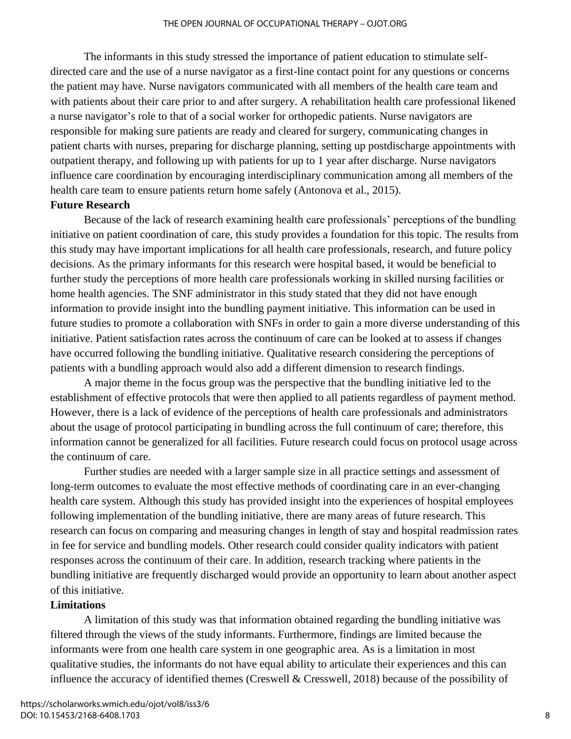The informants in this study stressed the importance of patient education to stimulate self-directed care and the use of a nurse navigator as a first-line contact point for any questions or concerns the patient may have. Nurse navigators communicated with all members of the health care team and with patients about their care prior to and after surgery. A rehabilitation health care professional likened a nurse navigator's role to that of a social worker for orthopedic patients. Nurse navigators are responsible for making sure patients are ready and cleared for surgery, communicating changes in patient charts with nurses, preparing for discharge planning, setting up postdischarge appointments with outpatient therapy, and following up with patients for up to 1 year after discharge. Nurse navigators influence care coordination by encouraging interdisciplinary communication among all members of the health care team to ensure patients return home safely (Antonova et al., 2015).

**Future Research**

Because of the lack of research examining health care professionals' perceptions of the bundling initiative on patient coordination of care, this study provides a foundation for this topic. The results from this study may have important implications for all health care professionals, research, and future policy decisions. As the primary informants for this research were hospital based, it would be beneficial to further study the perceptions of more health care professionals working in skilled nursing facilities or home health agencies. The SNF administrator in this study stated that they did not have enough information to provide insight into the bundling payment initiative. This information can be used in future studies to promote a collaboration with SNFs in order to gain a more diverse understanding of this initiative. Patient satisfaction rates across the continuum of care can be looked at to assess if changes have occurred following the bundling initiative. Qualitative research considering the perceptions of patients with a bundling approach would also add a different dimension to research findings.

A major theme in the focus group was the perspective that the bundling initiative led to the establishment of effective protocols that were then applied to all patients regardless of payment method. However, there is a lack of evidence of the perceptions of health care professionals and administrators about the usage of protocol participating in bundling across the full continuum of care; therefore, this information cannot be generalized for all facilities. Future research could focus on protocol usage across the continuum of care.

Further studies are needed with a larger sample size in all practice settings and assessment of long-term outcomes to evaluate the most effective methods of coordinating care in an ever-changing health care system. Although this study has provided insight into the experiences of hospital employees following implementation of the bundling initiative, there are many areas of future research. This research can focus on comparing and measuring changes in length of stay and hospital readmission rates in fee for service and bundling models. Other research could consider quality indicators with patient responses across the continuum of their care. In addition, research tracking where patients in the bundling initiative are frequently discharged would provide an opportunity to learn about another aspect of this initiative.

**Limitations**

A limitation of this study was that information obtained regarding the bundling initiative was filtered through the views of the study informants. Furthermore, findings are limited because the informants were from one health care system in one geographic area. As is a limitation in most qualitative studies, the informants do not have equal ability to articulate their experiences and this can influence the accuracy of identified themes (Creswell & Cresswell, 2018) because of the possibility of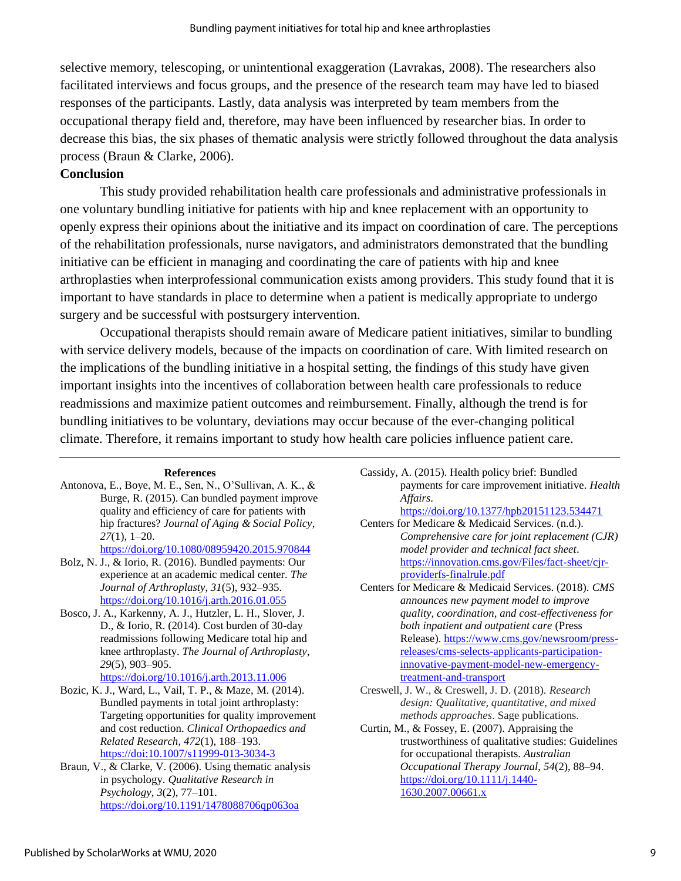selective memory, telescoping, or unintentional exaggeration (Lavrakas, 2008). The researchers also facilitated interviews and focus groups, and the presence of the research team may have led to biased responses of the participants. Lastly, data analysis was interpreted by team members from the occupational therapy field and, therefore, may have been influenced by researcher bias. In order to decrease this bias, the six phases of thematic analysis were strictly followed throughout the data analysis process (Braun & Clarke, 2006).

## Conclusion

This study provided rehabilitation health care professionals and administrative professionals in one voluntary bundling initiative for patients with hip and knee replacement with an opportunity to openly express their opinions about the initiative and its impact on coordination of care. The perceptions of the rehabilitation professionals, nurse navigators, and administrators demonstrated that the bundling initiative can be efficient in managing and coordinating the care of patients with hip and knee arthroplasties when interprofessional communication exists among providers. This study found that it is important to have standards in place to determine when a patient is medically appropriate to undergo surgery and be successful with postsurgery intervention.

Occupational therapists should remain aware of Medicare patient initiatives, similar to bundling with service delivery models, because of the impacts on coordination of care. With limited research on the implications of the bundling initiative in a hospital setting, the findings of this study have given important insights into the incentives of collaboration between health care professionals to reduce readmissions and maximize patient outcomes and reimbursement. Finally, although the trend is for bundling initiatives to be voluntary, deviations may occur because of the ever-changing political climate. Therefore, it remains important to study how health care policies influence patient care.

## References

Antonova, E., Boye, M. E., Sen, N., O'Sullivan, A. K., & Burge, R. (2015). Can bundled payment improve quality and efficiency of care for patients with hip fractures? *Journal of Aging & Social Policy*, *27*(1), 1–20. https://doi.org/10.1080/08959420.2015.970844

Bolz, N. J., & Iorio, R. (2016). Bundled payments: Our experience at an academic medical center. *The Journal of Arthroplasty, 31*(5), 932–935. https://doi.org/10.1016/j.arth.2016.01.055

Bosco, J. A., Karkenny, A. J., Hutzler, L. H., Slover, J. D., & Iorio, R. (2014). Cost burden of 30-day readmissions following Medicare total hip and knee arthroplasty. *The Journal of Arthroplasty*, *29*(5), 903–905. https://doi.org/10.1016/j.arth.2013.11.006

Bozic, K. J., Ward, L., Vail, T. P., & Maze, M. (2014). Bundled payments in total joint arthroplasty: Targeting opportunities for quality improvement and cost reduction. *Clinical Orthopaedics and Related Research*, *472*(1), 188–193. https://doi:10.1007/s11999-013-3034-3

Braun, V., & Clarke, V. (2006). Using thematic analysis in psychology. *Qualitative Research in Psychology*, *3*(2), 77–101. https://doi.org/10.1191/1478088706qp063oa

Cassidy, A. (2015). Health policy brief: Bundled payments for care improvement initiative. *Health Affairs*. https://doi.org/10.1377/hpb20151123.534471

Centers for Medicare & Medicaid Services. (n.d.). *Comprehensive care for joint replacement (CJR) model provider and technical fact sheet*. https://innovation.cms.gov/Files/fact-sheet/cjr-providerfs-finalrule.pdf

Centers for Medicare & Medicaid Services. (2018). *CMS announces new payment model to improve quality, coordination, and cost-effectiveness for both inpatient and outpatient care* (Press Release). https://www.cms.gov/newsroom/press-releases/cms-selects-applicants-participation-innovative-payment-model-new-emergency-treatment-and-transport

Creswell, J. W., & Creswell, J. D. (2018). *Research design: Qualitative, quantitative, and mixed methods approaches*. Sage publications.

Curtin, M., & Fossey, E. (2007). Appraising the trustworthiness of qualitative studies: Guidelines for occupational therapists. *Australian Occupational Therapy Journal*, *54*(2), 88–94. https://doi.org/10.1111/j.1440-1630.2007.00661.x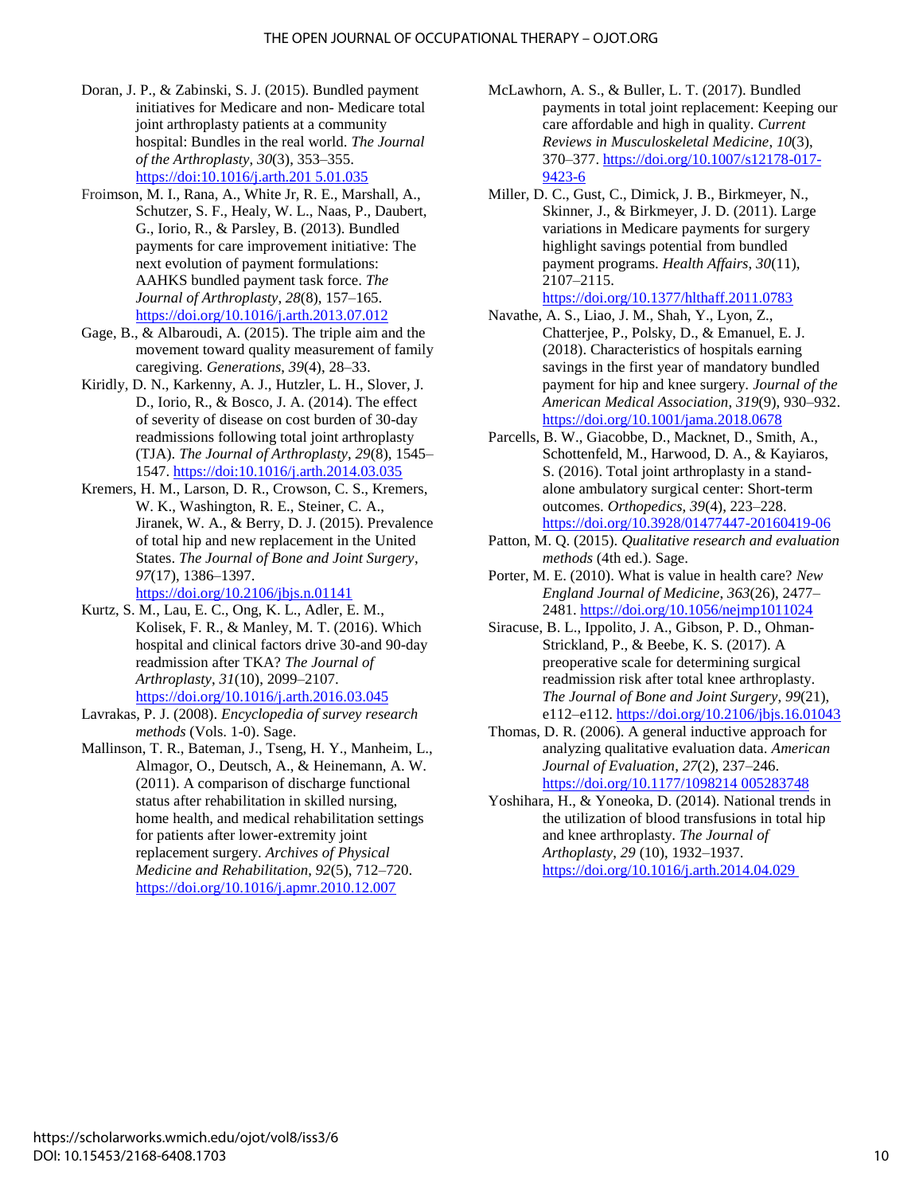Doran, J. P., & Zabinski, S. J. (2015). Bundled payment initiatives for Medicare and non- Medicare total joint arthroplasty patients at a community hospital: Bundles in the real world. *The Journal of the Arthroplasty*, *30*(3), 353–355. https://doi:10.1016/j.arth.201 5.01.035

Froimson, M. I., Rana, A., White Jr, R. E., Marshall, A., Schutzer, S. F., Healy, W. L., Naas, P., Daubert, G., Iorio, R., & Parsley, B. (2013). Bundled payments for care improvement initiative: The next evolution of payment formulations: AAHKS bundled payment task force. *The Journal of Arthroplasty*, *28*(8), 157–165. https://doi.org/10.1016/j.arth.2013.07.012

Gage, B., & Albaroudi, A. (2015). The triple aim and the movement toward quality measurement of family caregiving. *Generations*, *39*(4), 28–33.

Kiridly, D. N., Karkenny, A. J., Hutzler, L. H., Slover, J. D., Iorio, R., & Bosco, J. A. (2014). The effect of severity of disease on cost burden of 30-day readmissions following total joint arthroplasty (TJA). *The Journal of Arthroplasty*, *29*(8), 1545–1547. https://doi:10.1016/j.arth.2014.03.035

Kremers, H. M., Larson, D. R., Crowson, C. S., Kremers, W. K., Washington, R. E., Steiner, C. A., Jiranek, W. A., & Berry, D. J. (2015). Prevalence of total hip and new replacement in the United States. *The Journal of Bone and Joint Surgery*, *97*(17), 1386–1397. https://doi.org/10.2106/jbjs.n.01141

Kurtz, S. M., Lau, E. C., Ong, K. L., Adler, E. M., Kolisek, F. R., & Manley, M. T. (2016). Which hospital and clinical factors drive 30-and 90-day readmission after TKA? *The Journal of Arthroplasty*, *31*(10), 2099–2107. https://doi.org/10.1016/j.arth.2016.03.045

Lavrakas, P. J. (2008). *Encyclopedia of survey research methods* (Vols. 1-0). Sage.

Mallinson, T. R., Bateman, J., Tseng, H. Y., Manheim, L., Almagor, O., Deutsch, A., & Heinemann, A. W. (2011). A comparison of discharge functional status after rehabilitation in skilled nursing, home health, and medical rehabilitation settings for patients after lower-extremity joint replacement surgery. *Archives of Physical Medicine and Rehabilitation*, *92*(5), 712–720. https://doi.org/10.1016/j.apmr.2010.12.007

McLawhorn, A. S., & Buller, L. T. (2017). Bundled payments in total joint replacement: Keeping our care affordable and high in quality. *Current Reviews in Musculoskeletal Medicine*, *10*(3), 370–377. https://doi.org/10.1007/s12178-017-9423-6

Miller, D. C., Gust, C., Dimick, J. B., Birkmeyer, N., Skinner, J., & Birkmeyer, J. D. (2011). Large variations in Medicare payments for surgery highlight savings potential from bundled payment programs. *Health Affairs*, *30*(11), 2107–2115. https://doi.org/10.1377/hlthaff.2011.0783

Navathe, A. S., Liao, J. M., Shah, Y., Lyon, Z., Chatterjee, P., Polsky, D., & Emanuel, E. J. (2018). Characteristics of hospitals earning savings in the first year of mandatory bundled payment for hip and knee surgery. *Journal of the American Medical Association*, *319*(9), 930–932. https://doi.org/10.1001/jama.2018.0678

Parcells, B. W., Giacobbe, D., Macknet, D., Smith, A., Schottenfeld, M., Harwood, D. A., & Kayiaros, S. (2016). Total joint arthroplasty in a stand-alone ambulatory surgical center: Short-term outcomes. *Orthopedics*, *39*(4), 223–228. https://doi.org/10.3928/01477447-20160419-06

Patton, M. Q. (2015). *Qualitative research and evaluation methods* (4th ed.). Sage.

Porter, M. E. (2010). What is value in health care? *New England Journal of Medicine*, *363*(26), 2477–2481. https://doi.org/10.1056/nejmp1011024

Siracuse, B. L., Ippolito, J. A., Gibson, P. D., Ohman-Strickland, P., & Beebe, K. S. (2017). A preoperative scale for determining surgical readmission risk after total knee arthroplasty. *The Journal of Bone and Joint Surgery*, *99*(21), e112–e112. https://doi.org/10.2106/jbjs.16.01043

Thomas, D. R. (2006). A general inductive approach for analyzing qualitative evaluation data. *American Journal of Evaluation*, *27*(2), 237–246. https://doi.org/10.1177/1098214 005283748

Yoshihara, H., & Yoneoka, D. (2014). National trends in the utilization of blood transfusions in total hip and knee arthroplasty. *The Journal of Arthoplasty*, *29* (10), 1932–1937. https://doi.org/10.1016/j.arth.2014.04.029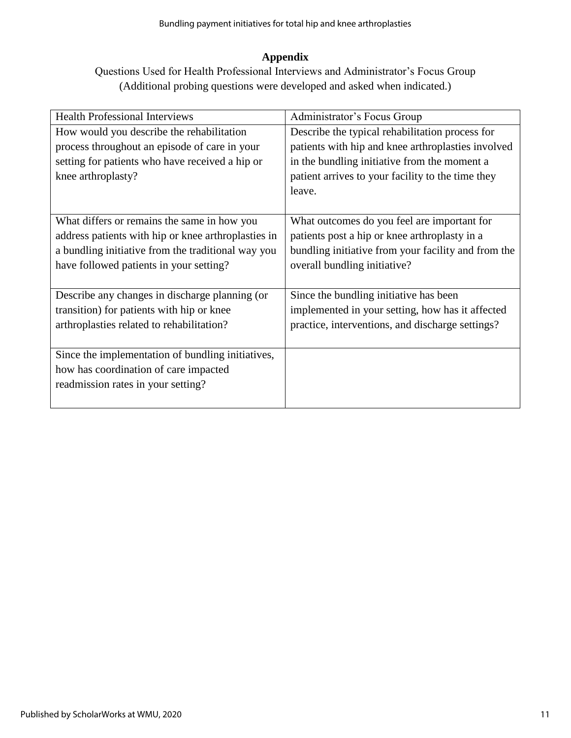## Appendix

Questions Used for Health Professional Interviews and Administrator's Focus Group
(Additional probing questions were developed and asked when indicated.)

| Health Professional Interviews | Administrator's Focus Group |
|---|---|
| How would you describe the rehabilitation process throughout an episode of care in your setting for patients who have received a hip or knee arthroplasty? | Describe the typical rehabilitation process for patients with hip and knee arthroplasties involved in the bundling initiative from the moment a patient arrives to your facility to the time they leave. |
| What differs or remains the same in how you address patients with hip or knee arthroplasties in a bundling initiative from the traditional way you have followed patients in your setting? | What outcomes do you feel are important for patients post a hip or knee arthroplasty in a bundling initiative from your facility and from the overall bundling initiative? |
| Describe any changes in discharge planning (or transition) for patients with hip or knee arthroplasties related to rehabilitation? | Since the bundling initiative has been implemented in your setting, how has it affected practice, interventions, and discharge settings? |
| Since the implementation of bundling initiatives, how has coordination of care impacted readmission rates in your setting? | |